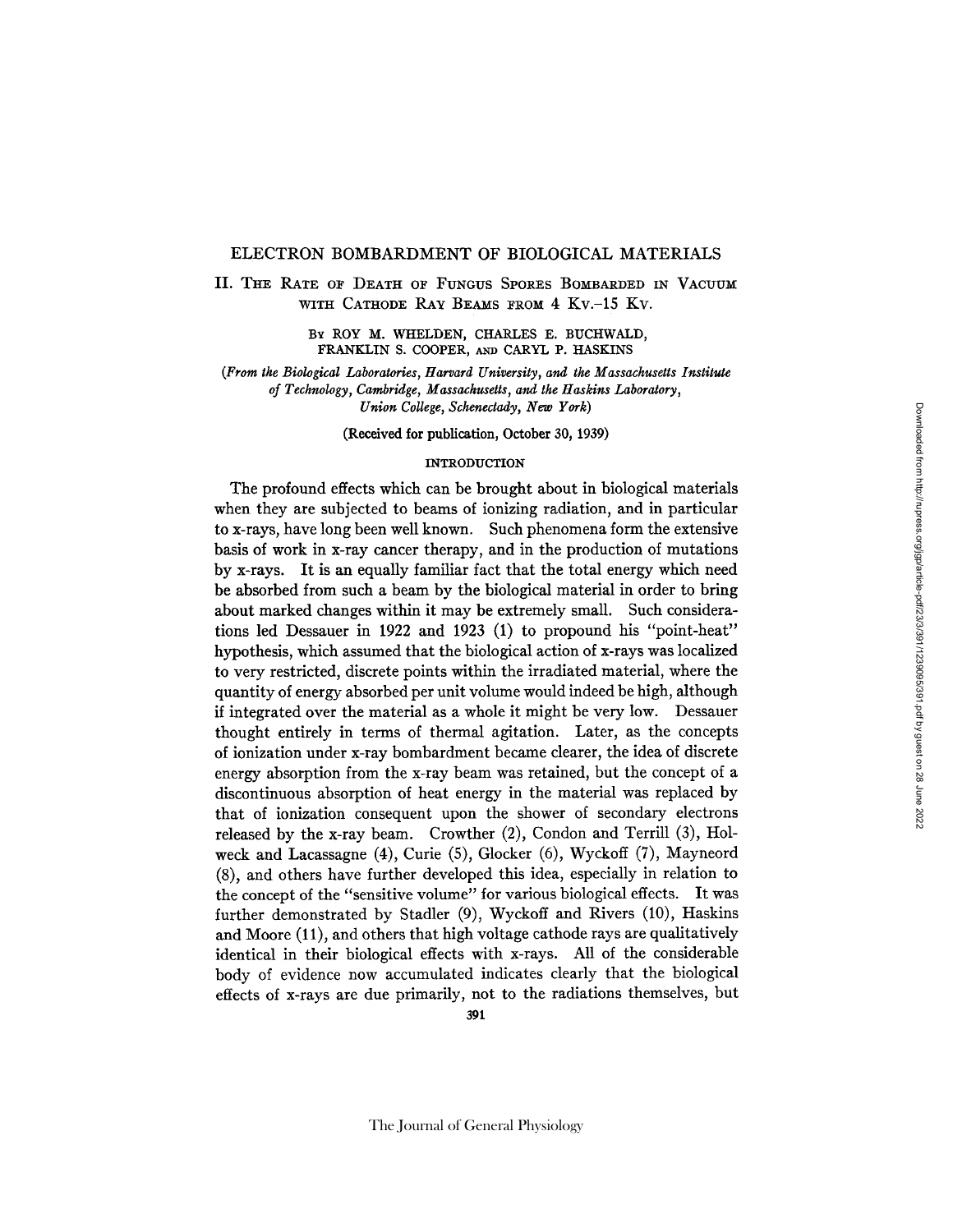# ELECTRON BOMBARDMENT OF BIOLOGICAL MATERIALS

## II. The Rate of Death of Fungus Spores Bombarded in Vacuum with Cathode Ray Beams from 4 Kv.–15 Kv.

By ROY M. WHELDEN, CHARLES E. BUCHWALD, FRANKLIN S. COOPER, and CARYL P. HASKINS

*(From the Biological Laboratories, Harvard University, and the Massachusetts Institute of Technology, Cambridge, Massachusetts, and the Haskins Laboratory, Union College, Schenectady, New York)*

(Received for publication, October 30, 1939)

### INTRODUCTION

The profound effects which can be brought about in biological materials when they are subjected to beams of ionizing radiation, and in particular to x-rays, have long been well known. Such phenomena form the extensive basis of work in x-ray cancer therapy, and in the production of mutations by x-rays. It is an equally familiar fact that the total energy which need be absorbed from such a beam by the biological material in order to bring about marked changes within it may be extremely small. Such considerations led Dessauer in 1922 and 1923 (1) to propound his "point-heat" hypothesis, which assumed that the biological action of x-rays was localized to very restricted, discrete points within the irradiated material, where the quantity of energy absorbed per unit volume would indeed be high, although if integrated over the material as a whole it might be very low. Dessauer thought entirely in terms of thermal agitation. Later, as the concepts of ionization under x-ray bombardment became clearer, the idea of discrete energy absorption from the x-ray beam was retained, but the concept of a discontinuous absorption of heat energy in the material was replaced by that of ionization consequent upon the shower of secondary electrons released by the x-ray beam. Crowther (2), Condon and Terrill (3), Holweck and Lacassagne (4), Curie (5), Glocker (6), Wyckoff (7), Mayneord (8), and others have further developed this idea, especially in relation to the concept of the "sensitive volume" for various biological effects. It was further demonstrated by Stadler (9), Wyckoff and Rivers (10), Haskins and Moore (11), and others that high voltage cathode rays are qualitatively identical in their biological effects with x-rays. All of the considerable body of evidence now accumulated indicates clearly that the biological effects of x-rays are due primarily, not to the radiations themselves, but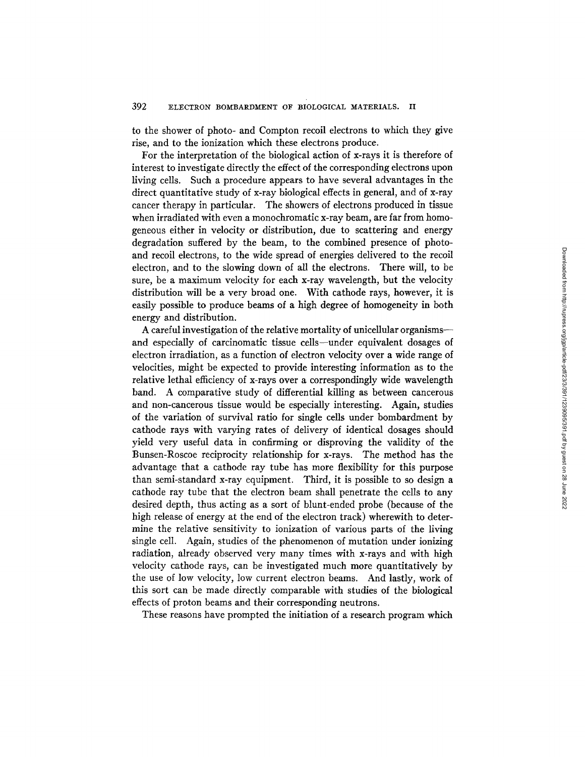to the shower of photo- and Compton recoil electrons to which they give rise, and to the ionization which these electrons produce.

For the interpretation of the biological action of x-rays it is therefore of interest to investigate directly the effect of the corresponding electrons upon living cells. Such a procedure appears to have several advantages in the direct quantitative study of x-ray biological effects in general, and of x-ray cancer therapy in particular. The showers of electrons produced in tissue when irradiated with even a monochromatic x-ray beam, are far from homogeneous either in velocity or distribution, due to scattering and energy degradation suffered by the beam, to the combined presence of photo- and recoil electrons, to the wide spread of energies delivered to the recoil electron, and to the slowing down of all the electrons. There will, to be sure, be a maximum velocity for each x-ray wavelength, but the velocity distribution will be a very broad one. With cathode rays, however, it is easily possible to produce beams of a high degree of homogeneity in both energy and distribution.

A careful investigation of the relative mortality of unicellular organisms—and especially of carcinomatic tissue cells—under equivalent dosages of electron irradiation, as a function of electron velocity over a wide range of velocities, might be expected to provide interesting information as to the relative lethal efficiency of x-rays over a correspondingly wide wavelength band. A comparative study of differential killing as between cancerous and non-cancerous tissue would be especially interesting. Again, studies of the variation of survival ratio for single cells under bombardment by cathode rays with varying rates of delivery of identical dosages should yield very useful data in confirming or disproving the validity of the Bunsen-Roscoe reciprocity relationship for x-rays. The method has the advantage that a cathode ray tube has more flexibility for this purpose than semi-standard x-ray equipment. Third, it is possible to so design a cathode ray tube that the electron beam shall penetrate the cells to any desired depth, thus acting as a sort of blunt-ended probe (because of the high release of energy at the end of the electron track) wherewith to determine the relative sensitivity to ionization of various parts of the living single cell. Again, studies of the phenomenon of mutation under ionizing radiation, already observed very many times with x-rays and with high velocity cathode rays, can be investigated much more quantitatively by the use of low velocity, low current electron beams. And lastly, work of this sort can be made directly comparable with studies of the biological effects of proton beams and their corresponding neutrons.

These reasons have prompted the initiation of a research program which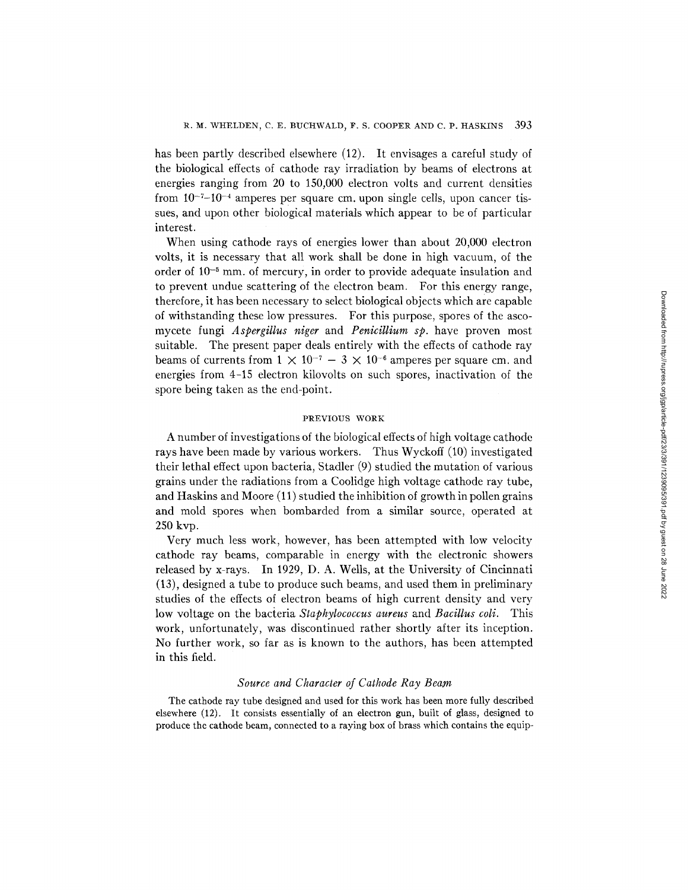has been partly described elsewhere (12). It envisages a careful study of the biological effects of cathode ray irradiation by beams of electrons at energies ranging from 20 to 150,000 electron volts and current densities from $10^{-7}$–$10^{-4}$ amperes per square cm. upon single cells, upon cancer tissues, and upon other biological materials which appear to be of particular interest.

When using cathode rays of energies lower than about 20,000 electron volts, it is necessary that all work shall be done in high vacuum, of the order of $10^{-5}$ mm. of mercury, in order to provide adequate insulation and to prevent undue scattering of the electron beam. For this energy range, therefore, it has been necessary to select biological objects which are capable of withstanding these low pressures. For this purpose, spores of the ascomycete fungi *Aspergillus niger* and *Penicillium sp.* have proven most suitable. The present paper deals entirely with the effects of cathode ray beams of currents from $1 \times 10^{-7} - 3 \times 10^{-6}$ amperes per square cm. and energies from 4–15 electron kilovolts on such spores, inactivation of the spore being taken as the end-point.

## PREVIOUS WORK

A number of investigations of the biological effects of high voltage cathode rays have been made by various workers. Thus Wyckoff (10) investigated their lethal effect upon bacteria, Stadler (9) studied the mutation of various grains under the radiations from a Coolidge high voltage cathode ray tube, and Haskins and Moore (11) studied the inhibition of growth in pollen grains and mold spores when bombarded from a similar source, operated at 250 kvp.

Very much less work, however, has been attempted with low velocity cathode ray beams, comparable in energy with the electronic showers released by x-rays. In 1929, D. A. Wells, at the University of Cincinnati (13), designed a tube to produce such beams, and used them in preliminary studies of the effects of electron beams of high current density and very low voltage on the bacteria *Staphylococcus aureus* and *Bacillus coli*. This work, unfortunately, was discontinued rather shortly after its inception. No further work, so far as is known to the authors, has been attempted in this field.

### *Source and Character of Cathode Ray Beam*

The cathode ray tube designed and used for this work has been more fully described elsewhere (12). It consists essentially of an electron gun, built of glass, designed to produce the cathode beam, connected to a raying box of brass which contains the equip-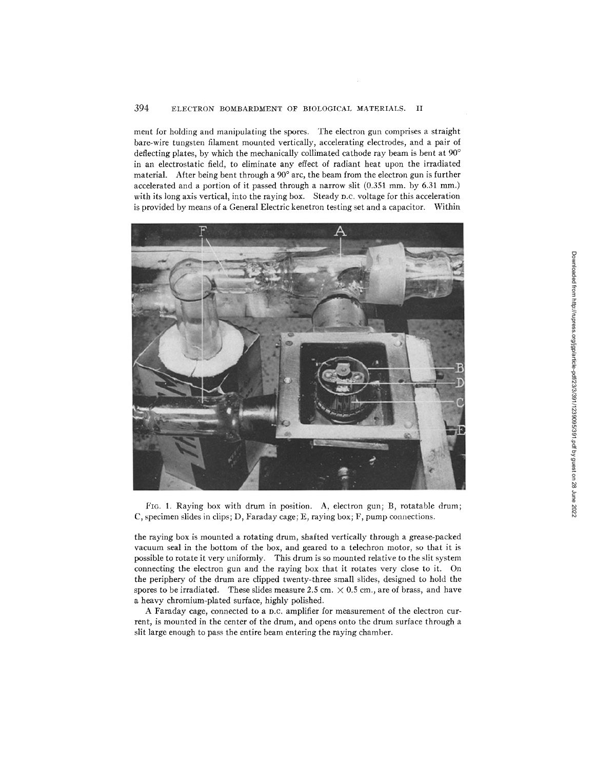ment for holding and manipulating the spores. The electron gun comprises a straight bare-wire tungsten filament mounted vertically, accelerating electrodes, and a pair of deflecting plates, by which the mechanically collimated cathode ray beam is bent at 90° in an electrostatic field, to eliminate any effect of radiant heat upon the irradiated material. After being bent through a 90° arc, the beam from the electron gun is further accelerated and a portion of it passed through a narrow slit (0.351 mm. by 6.31 mm.) with its long axis vertical, into the raying box. Steady D.C. voltage for this acceleration is provided by means of a General Electric kenetron testing set and a capacitor. Within

FIG. 1. Raying box with drum in position. A, electron gun; B, rotatable drum; C, specimen slides in clips; D, Faraday cage; E, raying box; F, pump connections.

the raying box is mounted a rotating drum, shafted vertically through a grease-packed vacuum seal in the bottom of the box, and geared to a telechron motor, so that it is possible to rotate it very uniformly. This drum is so mounted relative to the slit system connecting the electron gun and the raying box that it rotates very close to it. On the periphery of the drum are clipped twenty-three small slides, designed to hold the spores to be irradiated. These slides measure 2.5 cm. × 0.5 cm., are of brass, and have a heavy chromium-plated surface, highly polished.

A Faraday cage, connected to a D.C. amplifier for measurement of the electron current, is mounted in the center of the drum, and opens onto the drum surface through a slit large enough to pass the entire beam entering the raying chamber.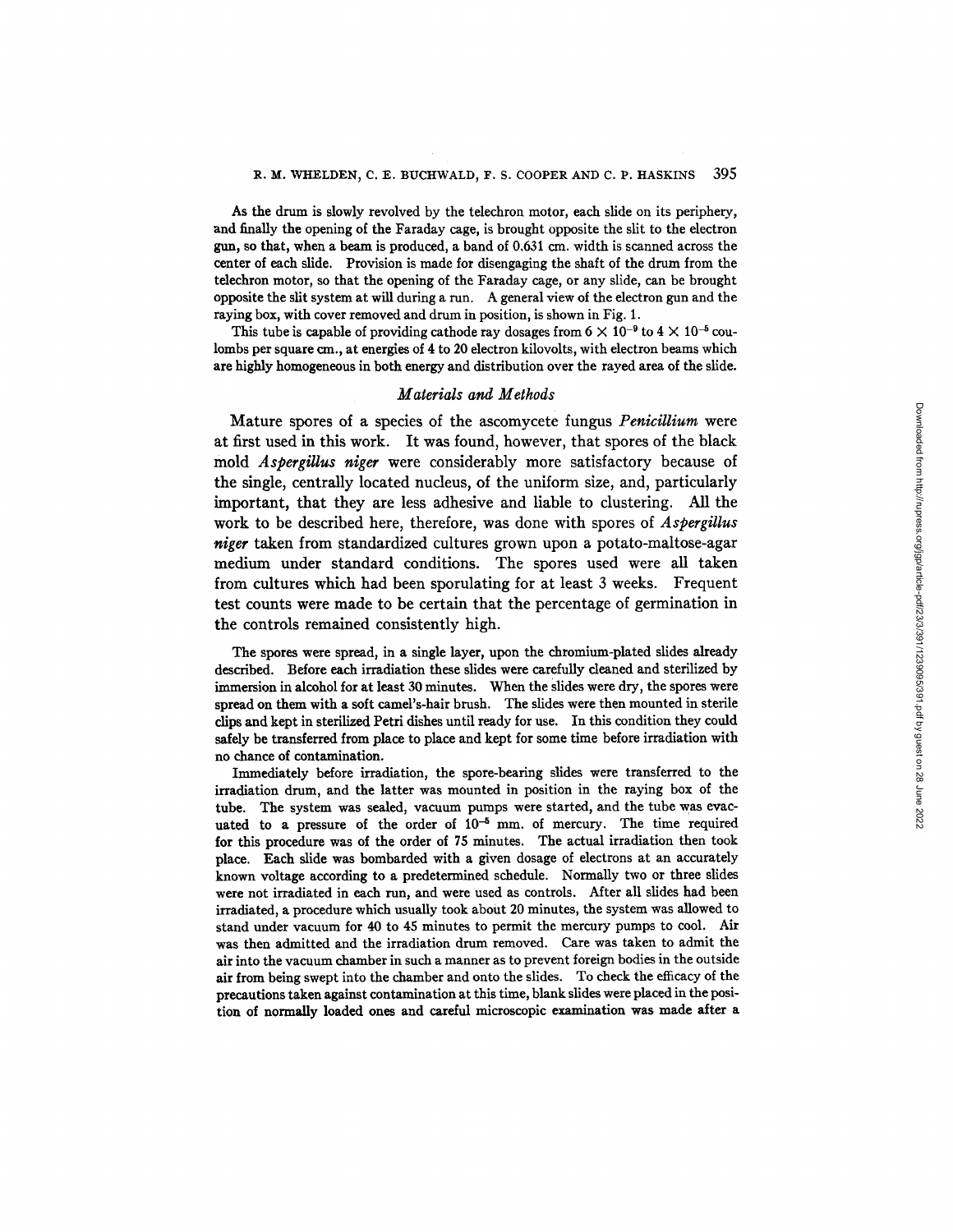As the drum is slowly revolved by the telechron motor, each slide on its periphery, and finally the opening of the Faraday cage, is brought opposite the slit to the electron gun, so that, when a beam is produced, a band of 0.631 cm. width is scanned across the center of each slide. Provision is made for disengaging the shaft of the drum from the telechron motor, so that the opening of the Faraday cage, or any slide, can be brought opposite the slit system at will during a run. A general view of the electron gun and the raying box, with cover removed and drum in position, is shown in Fig. 1.

This tube is capable of providing cathode ray dosages from $6 \times 10^{-9}$ to $4 \times 10^{-5}$ coulombs per square cm., at energies of 4 to 20 electron kilovolts, with electron beams which are highly homogeneous in both energy and distribution over the rayed area of the slide.

### *Materials and Methods*

Mature spores of a species of the ascomycete fungus *Penicillium* were at first used in this work. It was found, however, that spores of the black mold *Aspergillus niger* were considerably more satisfactory because of the single, centrally located nucleus, of the uniform size, and, particularly important, that they are less adhesive and liable to clustering. All the work to be described here, therefore, was done with spores of *Aspergillus niger* taken from standardized cultures grown upon a potato-maltose-agar medium under standard conditions. The spores used were all taken from cultures which had been sporulating for at least 3 weeks. Frequent test counts were made to be certain that the percentage of germination in the controls remained consistently high.

The spores were spread, in a single layer, upon the chromium-plated slides already described. Before each irradiation these slides were carefully cleaned and sterilized by immersion in alcohol for at least 30 minutes. When the slides were dry, the spores were spread on them with a soft camel's-hair brush. The slides were then mounted in sterile clips and kept in sterilized Petri dishes until ready for use. In this condition they could safely be transferred from place to place and kept for some time before irradiation with no chance of contamination.

Immediately before irradiation, the spore-bearing slides were transferred to the irradiation drum, and the latter was mounted in position in the raying box of the tube. The system was sealed, vacuum pumps were started, and the tube was evacuated to a pressure of the order of $10^{-5}$ mm. of mercury. The time required for this procedure was of the order of 75 minutes. The actual irradiation then took place. Each slide was bombarded with a given dosage of electrons at an accurately known voltage according to a predetermined schedule. Normally two or three slides were not irradiated in each run, and were used as controls. After all slides had been irradiated, a procedure which usually took about 20 minutes, the system was allowed to stand under vacuum for 40 to 45 minutes to permit the mercury pumps to cool. Air was then admitted and the irradiation drum removed. Care was taken to admit the air into the vacuum chamber in such a manner as to prevent foreign bodies in the outside air from being swept into the chamber and onto the slides. To check the efficacy of the precautions taken against contamination at this time, blank slides were placed in the position of normally loaded ones and careful microscopic examination was made after a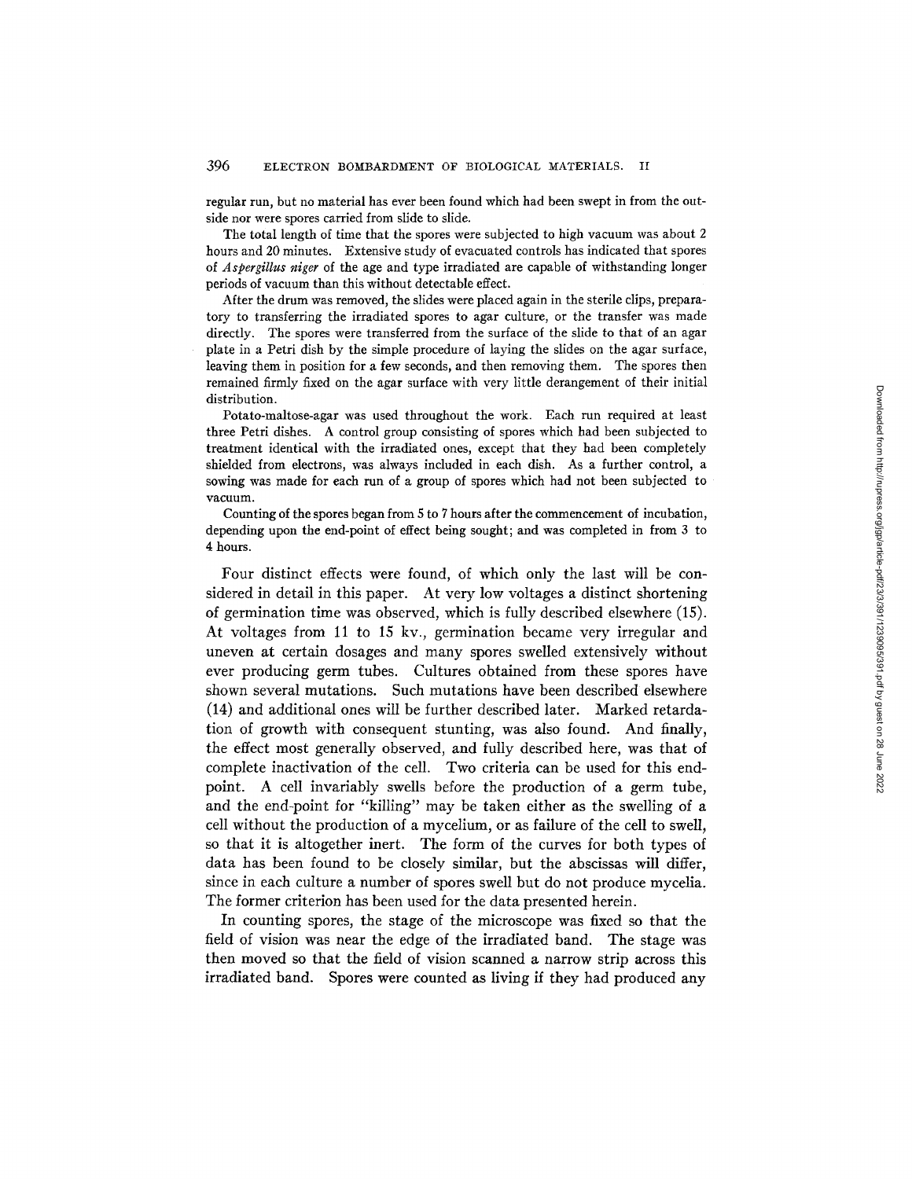regular run, but no material has ever been found which had been swept in from the outside nor were spores carried from slide to slide.

The total length of time that the spores were subjected to high vacuum was about 2 hours and 20 minutes. Extensive study of evacuated controls has indicated that spores of *Aspergillus niger* of the age and type irradiated are capable of withstanding longer periods of vacuum than this without detectable effect.

After the drum was removed, the slides were placed again in the sterile clips, preparatory to transferring the irradiated spores to agar culture, or the transfer was made directly. The spores were transferred from the surface of the slide to that of an agar plate in a Petri dish by the simple procedure of laying the slides on the agar surface, leaving them in position for a few seconds, and then removing them. The spores then remained firmly fixed on the agar surface with very little derangement of their initial distribution.

Potato-maltose-agar was used throughout the work. Each run required at least three Petri dishes. A control group consisting of spores which had been subjected to treatment identical with the irradiated ones, except that they had been completely shielded from electrons, was always included in each dish. As a further control, a sowing was made for each run of a group of spores which had not been subjected to vacuum.

Counting of the spores began from 5 to 7 hours after the commencement of incubation, depending upon the end-point of effect being sought; and was completed in from 3 to 4 hours.

Four distinct effects were found, of which only the last will be considered in detail in this paper. At very low voltages a distinct shortening of germination time was observed, which is fully described elsewhere (15). At voltages from 11 to 15 kv., germination became very irregular and uneven at certain dosages and many spores swelled extensively without ever producing germ tubes. Cultures obtained from these spores have shown several mutations. Such mutations have been described elsewhere (14) and additional ones will be further described later. Marked retardation of growth with consequent stunting, was also found. And finally, the effect most generally observed, and fully described here, was that of complete inactivation of the cell. Two criteria can be used for this end-point. A cell invariably swells before the production of a germ tube, and the end-point for "killing" may be taken either as the swelling of a cell without the production of a mycelium, or as failure of the cell to swell, so that it is altogether inert. The form of the curves for both types of data has been found to be closely similar, but the abscissas will differ, since in each culture a number of spores swell but do not produce mycelia. The former criterion has been used for the data presented herein.

In counting spores, the stage of the microscope was fixed so that the field of vision was near the edge of the irradiated band. The stage was then moved so that the field of vision scanned a narrow strip across this irradiated band. Spores were counted as living if they had produced any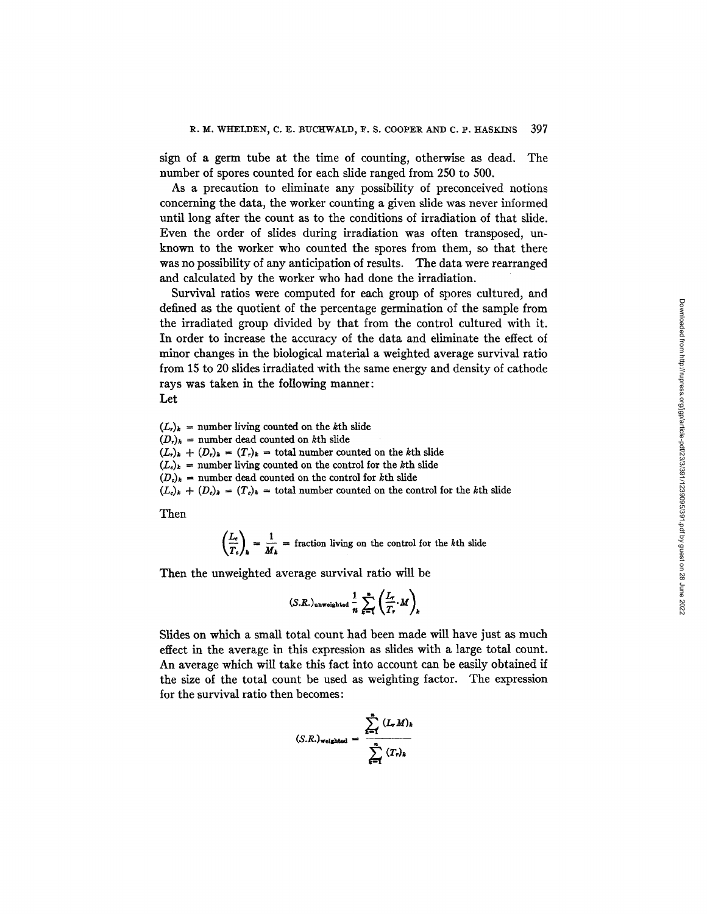sign of a germ tube at the time of counting, otherwise as dead. The number of spores counted for each slide ranged from 250 to 500.

As a precaution to eliminate any possibility of preconceived notions concerning the data, the worker counting a given slide was never informed until long after the count as to the conditions of irradiation of that slide. Even the order of slides during irradiation was often transposed, unknown to the worker who counted the spores from them, so that there was no possibility of any anticipation of results. The data were rearranged and calculated by the worker who had done the irradiation.

Survival ratios were computed for each group of spores cultured, and defined as the quotient of the percentage germination of the sample from the irradiated group divided by that from the control cultured with it. In order to increase the accuracy of the data and eliminate the effect of minor changes in the biological material a weighted average survival ratio from 15 to 20 slides irradiated with the same energy and density of cathode rays was taken in the following manner:

Let

$(L_r)_k$ = number living counted on the $k$th slide
$(D_r)_k$ = number dead counted on $k$th slide
$(L_r)_k + (D_r)_k = (T_r)_k$ = total number counted on the $k$th slide
$(L_c)_k$ = number living counted on the control for the $k$th slide
$(D_c)_k$ = number dead counted on the control for $k$th slide
$(L_c)_k + (D_c)_k = (T_c)_k$ = total number counted on the control for the $k$th slide

Then

$$\left(\frac{L_c}{T_c}\right)_k = \frac{1}{M_k} = \text{fraction living on the control for the } k\text{th slide}$$

Then the unweighted average survival ratio will be

$$(S.R.)_{\text{unweighted}} \frac{1}{n} \sum_{k=1}^{n} \left(\frac{L_r}{T_r} \cdot M\right)_k$$

Slides on which a small total count had been made will have just as much effect in the average in this expression as slides with a large total count. An average which will take this fact into account can be easily obtained if the size of the total count be used as weighting factor. The expression for the survival ratio then becomes:

$$(S.R.)_{\text{weighted}} = \frac{\sum_{k=1}^{n} (L_r M)_k}{\sum_{k=1}^{n} (T_r)_k}$$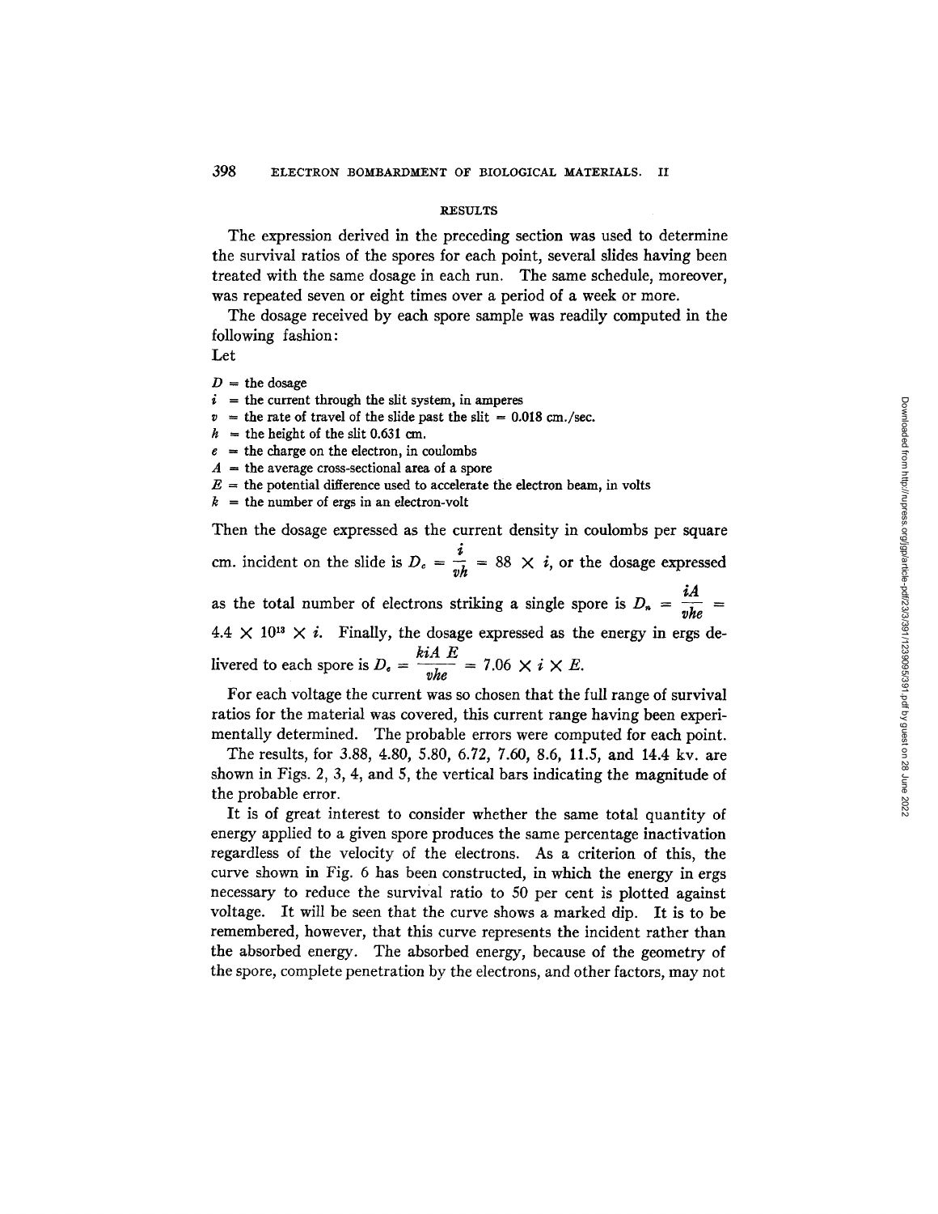## RESULTS

The expression derived in the preceding section was used to determine the survival ratios of the spores for each point, several slides having been treated with the same dosage in each run. The same schedule, moreover, was repeated seven or eight times over a period of a week or more.

The dosage received by each spore sample was readily computed in the following fashion:

Let

$D$ = the dosage
$i$ = the current through the slit system, in amperes
$v$ = the rate of travel of the slide past the slit = 0.018 cm./sec.
$h$ = the height of the slit 0.631 cm.
$e$ = the charge on the electron, in coulombs
$A$ = the average cross-sectional area of a spore
$E$ = the potential difference used to accelerate the electron beam, in volts
$k$ = the number of ergs in an electron-volt

Then the dosage expressed as the current density in coulombs per square cm. incident on the slide is $D_c = \frac{i}{vh} = 88 \times i$, or the dosage expressed as the total number of electrons striking a single spore is $D_n = \frac{iA}{vhe} = 4.4 \times 10^{13} \times i$. Finally, the dosage expressed as the energy in ergs delivered to each spore is $D_e = \frac{kiA\ E}{vhe} = 7.06 \times i \times E$.

For each voltage the current was so chosen that the full range of survival ratios for the material was covered, this current range having been experimentally determined. The probable errors were computed for each point.

The results, for 3.88, 4.80, 5.80, 6.72, 7.60, 8.6, 11.5, and 14.4 kv. are shown in Figs. 2, 3, 4, and 5, the vertical bars indicating the magnitude of the probable error.

It is of great interest to consider whether the same total quantity of energy applied to a given spore produces the same percentage inactivation regardless of the velocity of the electrons. As a criterion of this, the curve shown in Fig. 6 has been constructed, in which the energy in ergs necessary to reduce the survival ratio to 50 per cent is plotted against voltage. It will be seen that the curve shows a marked dip. It is to be remembered, however, that this curve represents the incident rather than the absorbed energy. The absorbed energy, because of the geometry of the spore, complete penetration by the electrons, and other factors, may not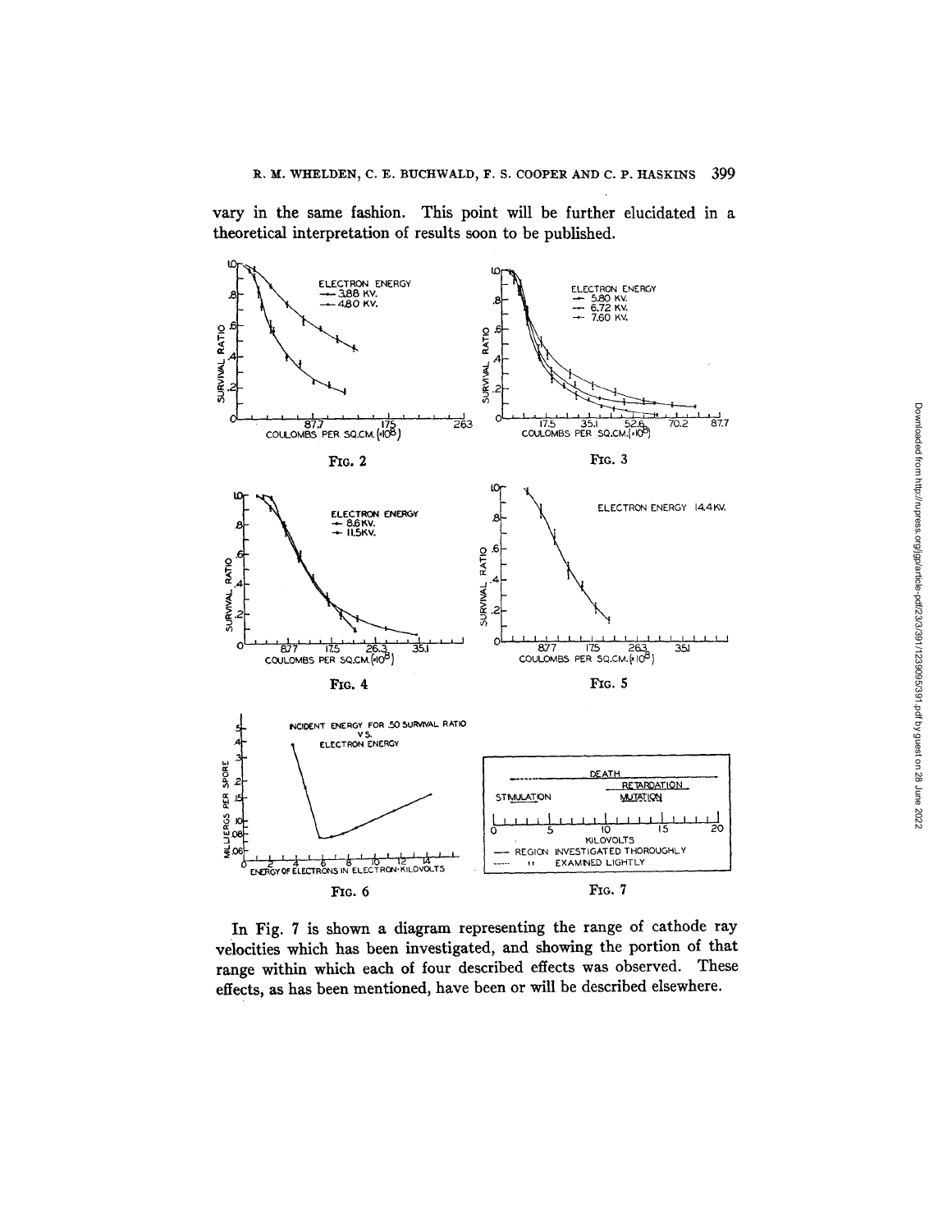vary in the same fashion. This point will be further elucidated in a theoretical interpretation of results soon to be published.

FIG. 2

FIG. 3

FIG. 4

FIG. 5

FIG. 6

FIG. 7

In Fig. 7 is shown a diagram representing the range of cathode ray velocities which has been investigated, and showing the portion of that range within which each of four described effects was observed. These effects, as has been mentioned, have been or will be described elsewhere.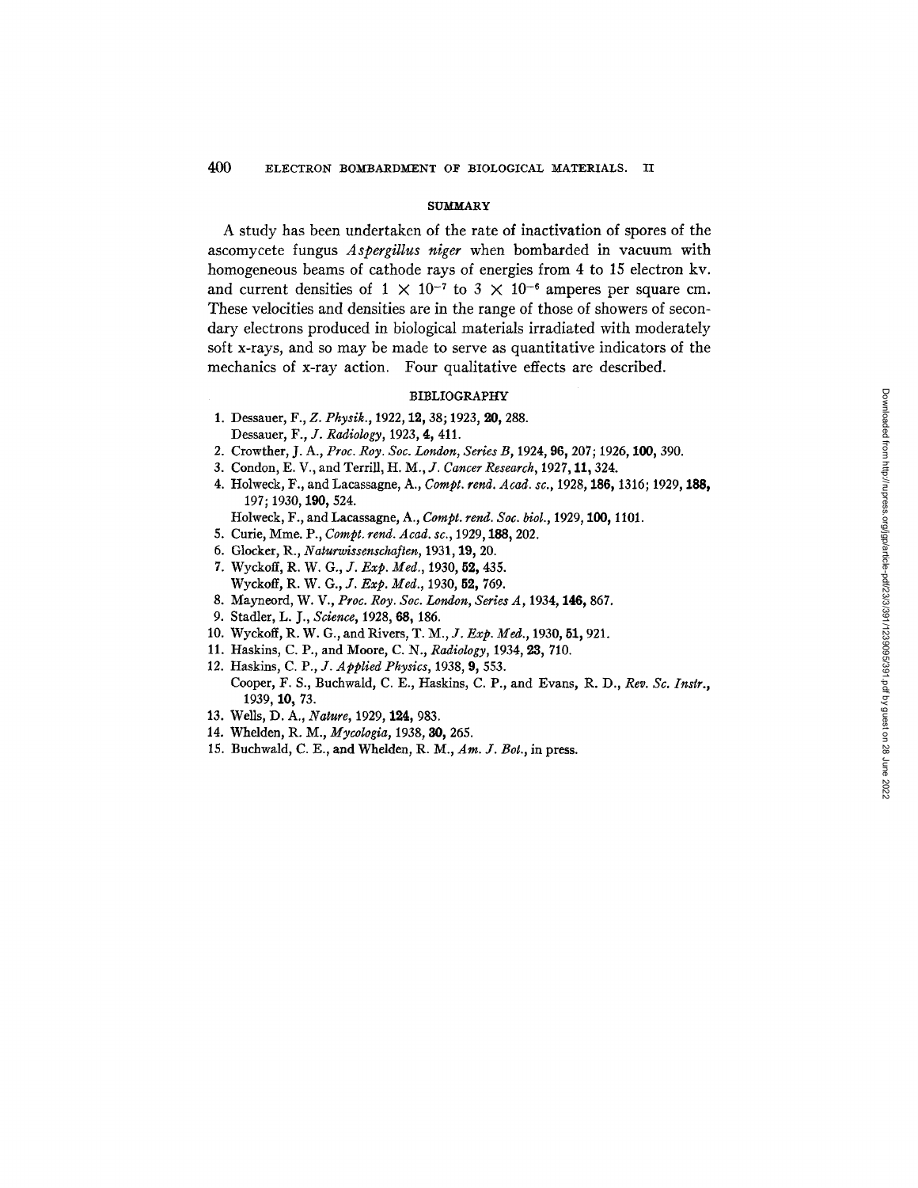## SUMMARY

A study has been undertaken of the rate of inactivation of spores of the ascomycete fungus *Aspergillus niger* when bombarded in vacuum with homogeneous beams of cathode rays of energies from 4 to 15 electron kv. and current densities of $1 \times 10^{-7}$ to $3 \times 10^{-6}$ amperes per square cm. These velocities and densities are in the range of those of showers of secondary electrons produced in biological materials irradiated with moderately soft x-rays, and so may be made to serve as quantitative indicators of the mechanics of x-ray action. Four qualitative effects are described.

## BIBLIOGRAPHY

1. Dessauer, F., *Z. Physik.*, 1922, **12**, 38; 1923, **20**, 288.
   Dessauer, F., *J. Radiology*, 1923, **4**, 411.
2. Crowther, J. A., *Proc. Roy. Soc. London, Series B*, 1924, **96**, 207; 1926, **100**, 390.
3. Condon, E. V., and Terrill, H. M., *J. Cancer Research*, 1927, **11**, 324.
4. Holweck, F., and Lacassagne, A., *Compt. rend. Acad. sc.*, 1928, **186**, 1316; 1929, **188**, 197; 1930, **190**, 524.
   Holweck, F., and Lacassagne, A., *Compt. rend. Soc. biol.*, 1929, **100**, 1101.
5. Curie, Mme. P., *Compt. rend. Acad. sc.*, 1929, **188**, 202.
6. Glocker, R., *Naturwissenschaften*, 1931, **19**, 20.
7. Wyckoff, R. W. G., *J. Exp. Med.*, 1930, **52**, 435.
   Wyckoff, R. W. G., *J. Exp. Med.*, 1930, **52**, 769.
8. Mayneord, W. V., *Proc. Roy. Soc. London, Series A*, 1934, **146**, 867.
9. Stadler, L. J., *Science*, 1928, **68**, 186.
10. Wyckoff, R. W. G., and Rivers, T. M., *J. Exp. Med.*, 1930, **51**, 921.
11. Haskins, C. P., and Moore, C. N., *Radiology*, 1934, **23**, 710.
12. Haskins, C. P., *J. Applied Physics*, 1938, **9**, 553.
    Cooper, F. S., Buchwald, C. E., Haskins, C. P., and Evans, R. D., *Rev. Sc. Instr.*, 1939, **10**, 73.
13. Wells, D. A., *Nature*, 1929, **124**, 983.
14. Whelden, R. M., *Mycologia*, 1938, **30**, 265.
15. Buchwald, C. E., and Whelden, R. M., *Am. J. Bot.*, in press.